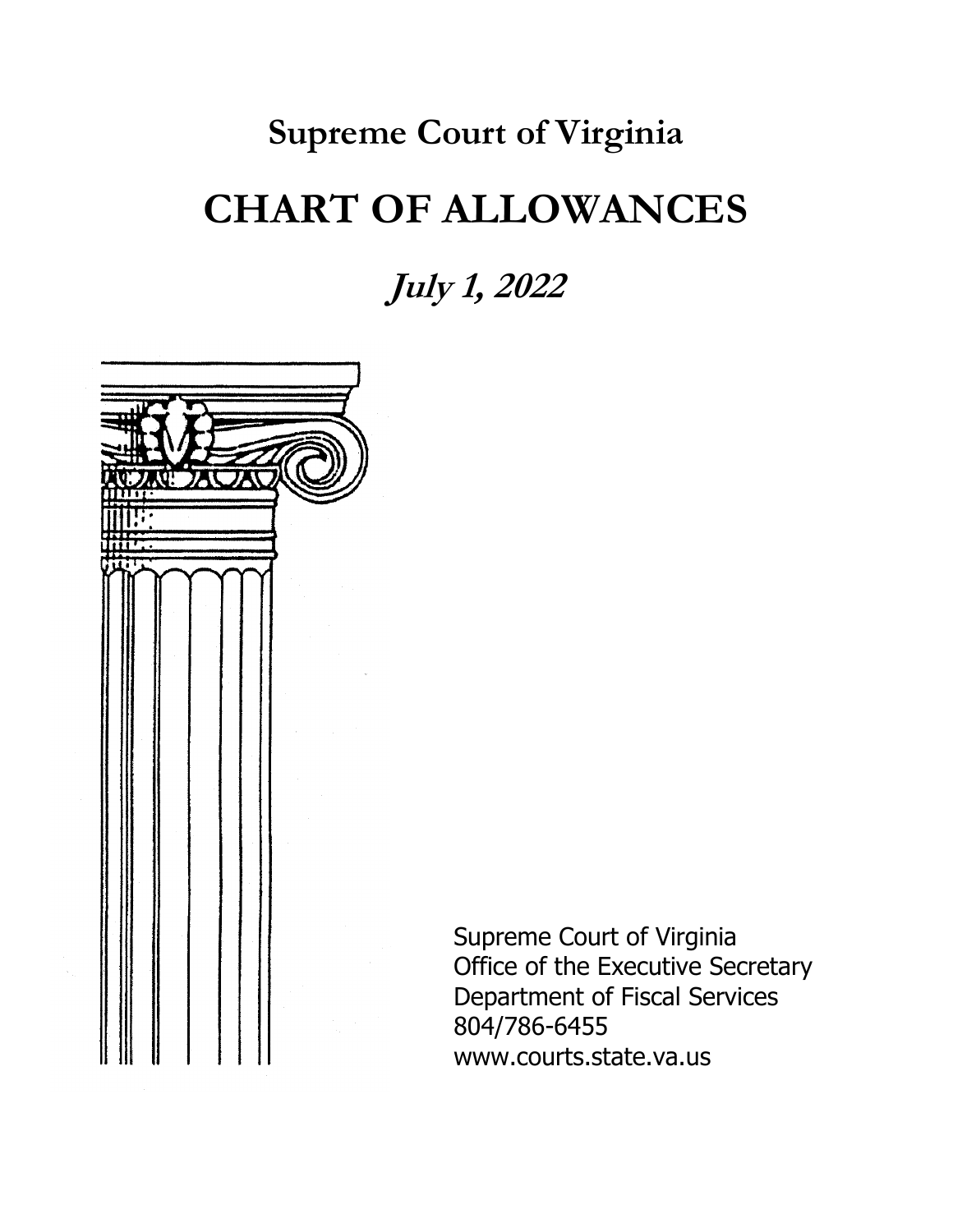# Supreme Court of Virginia

# CHART OF ALLOWANCES

## *July 1, 2022*

Supreme Court of Virginia
Office of the Executive Secretary
Department of Fiscal Services
804/786-6455
www.courts.state.va.us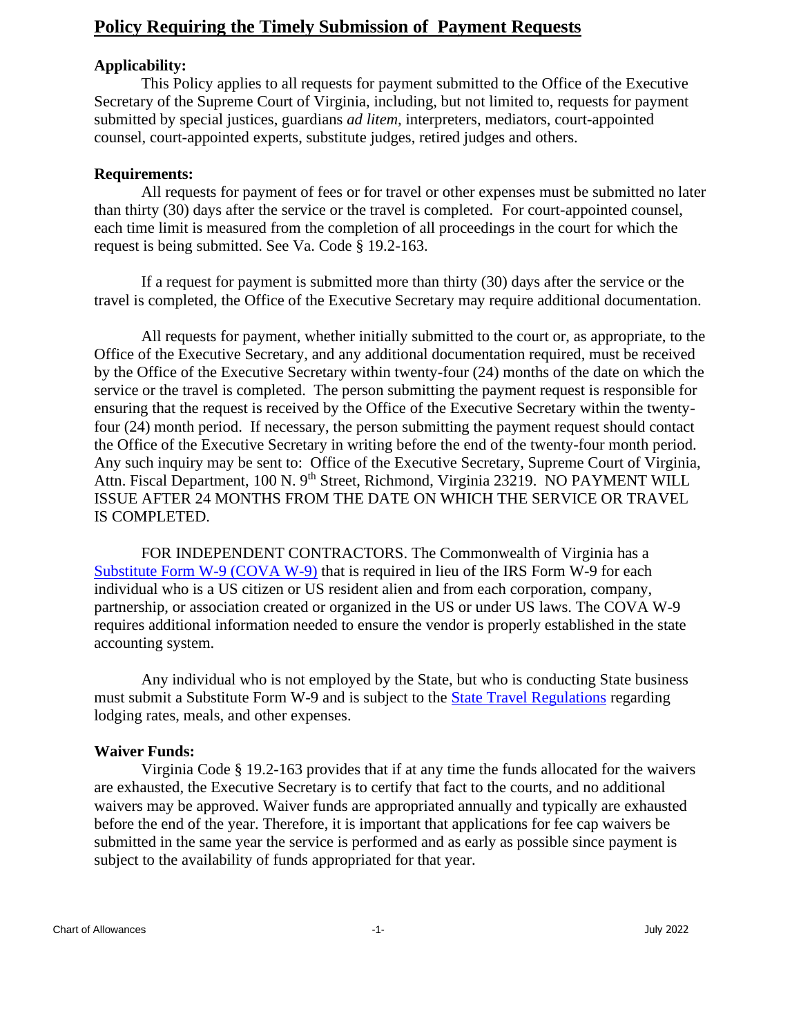# Policy Requiring the Timely Submission of Payment Requests

**Applicability:**

This Policy applies to all requests for payment submitted to the Office of the Executive Secretary of the Supreme Court of Virginia, including, but not limited to, requests for payment submitted by special justices, guardians *ad litem,* interpreters, mediators, court-appointed counsel, court-appointed experts, substitute judges, retired judges and others.

**Requirements:**

All requests for payment of fees or for travel or other expenses must be submitted no later than thirty (30) days after the service or the travel is completed. For court-appointed counsel, each time limit is measured from the completion of all proceedings in the court for which the request is being submitted. See Va. Code § 19.2-163.

If a request for payment is submitted more than thirty (30) days after the service or the travel is completed, the Office of the Executive Secretary may require additional documentation.

All requests for payment, whether initially submitted to the court or, as appropriate, to the Office of the Executive Secretary, and any additional documentation required, must be received by the Office of the Executive Secretary within twenty-four (24) months of the date on which the service or the travel is completed. The person submitting the payment request is responsible for ensuring that the request is received by the Office of the Executive Secretary within the twenty-four (24) month period. If necessary, the person submitting the payment request should contact the Office of the Executive Secretary in writing before the end of the twenty-four month period. Any such inquiry may be sent to: Office of the Executive Secretary, Supreme Court of Virginia, Attn. Fiscal Department, 100 N. 9th Street, Richmond, Virginia 23219. NO PAYMENT WILL ISSUE AFTER 24 MONTHS FROM THE DATE ON WHICH THE SERVICE OR TRAVEL IS COMPLETED.

FOR INDEPENDENT CONTRACTORS. The Commonwealth of Virginia has a Substitute Form W-9 (COVA W-9) that is required in lieu of the IRS Form W-9 for each individual who is a US citizen or US resident alien and from each corporation, company, partnership, or association created or organized in the US or under US laws. The COVA W-9 requires additional information needed to ensure the vendor is properly established in the state accounting system.

Any individual who is not employed by the State, but who is conducting State business must submit a Substitute Form W-9 and is subject to the State Travel Regulations regarding lodging rates, meals, and other expenses.

**Waiver Funds:**

Virginia Code § 19.2-163 provides that if at any time the funds allocated for the waivers are exhausted, the Executive Secretary is to certify that fact to the courts, and no additional waivers may be approved. Waiver funds are appropriated annually and typically are exhausted before the end of the year. Therefore, it is important that applications for fee cap waivers be submitted in the same year the service is performed and as early as possible since payment is subject to the availability of funds appropriated for that year.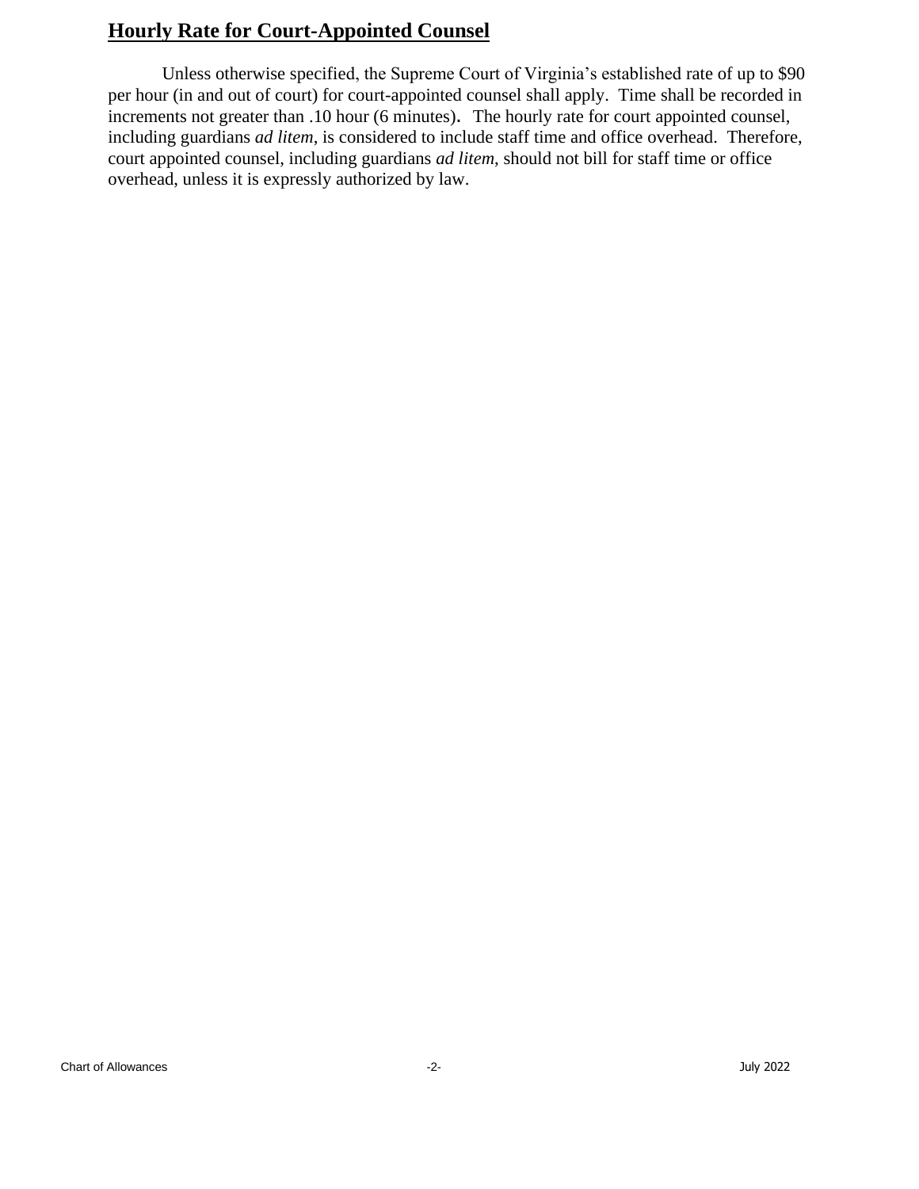## **Hourly Rate for Court-Appointed Counsel**

Unless otherwise specified, the Supreme Court of Virginia's established rate of up to $90 per hour (in and out of court) for court-appointed counsel shall apply. Time shall be recorded in increments not greater than .10 hour (6 minutes). The hourly rate for court appointed counsel, including guardians *ad litem*, is considered to include staff time and office overhead. Therefore, court appointed counsel, including guardians *ad litem*, should not bill for staff time or office overhead, unless it is expressly authorized by law.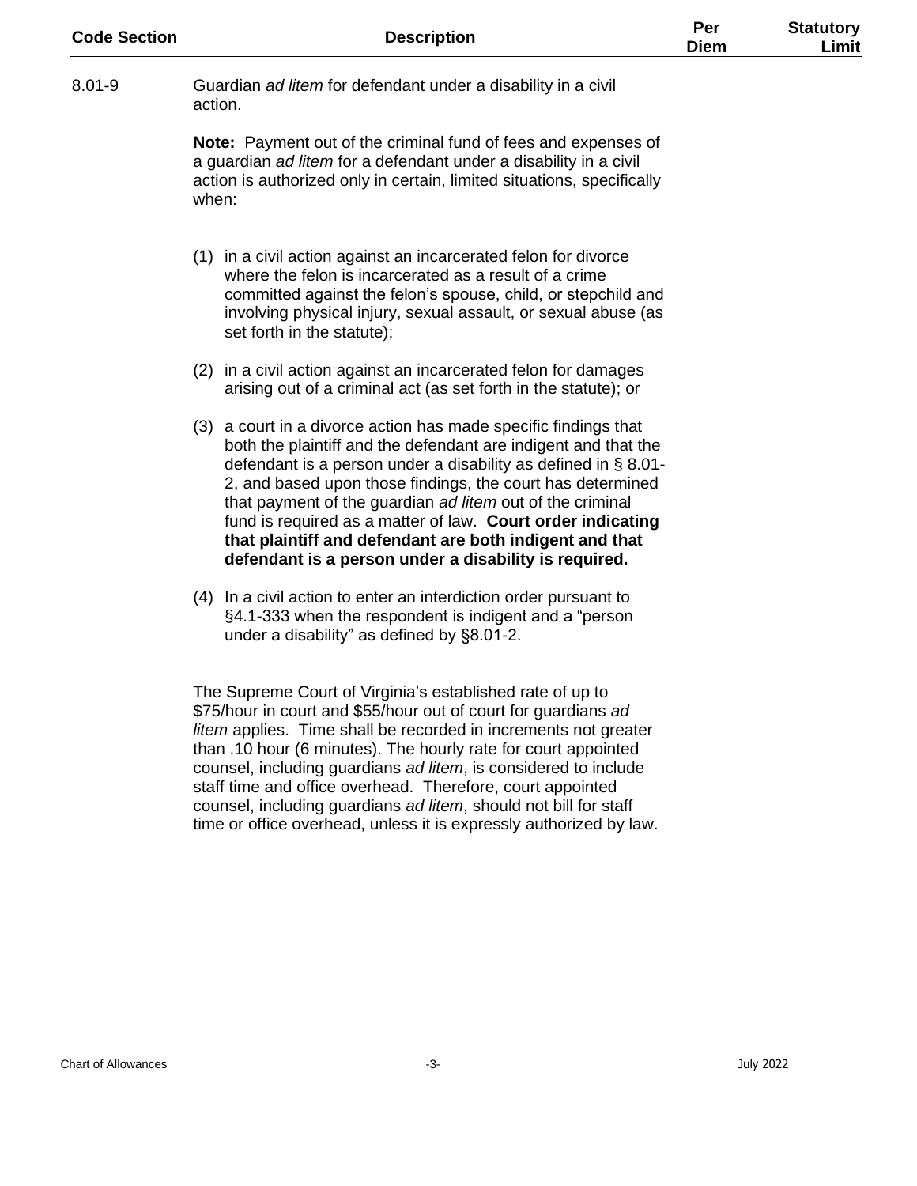| Code Section | Description | Per Diem | Statutory Limit |
|---|---|---|---|
| 8.01-9 | Guardian *ad litem* for defendant under a disability in a civil action.<br><br>**Note:** Payment out of the criminal fund of fees and expenses of a guardian *ad litem* for a defendant under a disability in a civil action is authorized only in certain, limited situations, specifically when:<br><br>(1) in a civil action against an incarcerated felon for divorce where the felon is incarcerated as a result of a crime committed against the felon's spouse, child, or stepchild and involving physical injury, sexual assault, or sexual abuse (as set forth in the statute);<br><br>(2) in a civil action against an incarcerated felon for damages arising out of a criminal act (as set forth in the statute); or<br><br>(3) a court in a divorce action has made specific findings that both the plaintiff and the defendant are indigent and that the defendant is a person under a disability as defined in § 8.01-2, and based upon those findings, the court has determined that payment of the guardian *ad litem* out of the criminal fund is required as a matter of law. **Court order indicating that plaintiff and defendant are both indigent and that defendant is a person under a disability is required.**<br><br>(4) In a civil action to enter an interdiction order pursuant to §4.1-333 when the respondent is indigent and a "person under a disability" as defined by §8.01-2.<br><br>The Supreme Court of Virginia's established rate of up to \$75/hour in court and \$55/hour out of court for guardians *ad litem* applies. Time shall be recorded in increments not greater than .10 hour (6 minutes). The hourly rate for court appointed counsel, including guardians *ad litem*, is considered to include staff time and office overhead. Therefore, court appointed counsel, including guardians *ad litem*, should not bill for staff time or office overhead, unless it is expressly authorized by law. | | |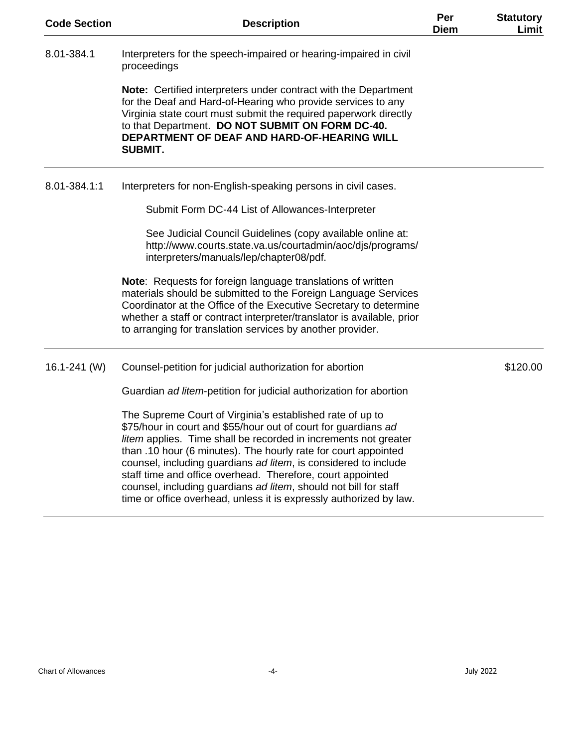| Code Section | Description | Per Diem | Statutory Limit |
|---|---|---|---|
| 8.01-384.1 | Interpreters for the speech-impaired or hearing-impaired in civil proceedings<br><br>**Note:** Certified interpreters under contract with the Department for the Deaf and Hard-of-Hearing who provide services to any Virginia state court must submit the required paperwork directly to that Department. **DO NOT SUBMIT ON FORM DC-40. DEPARTMENT OF DEAF AND HARD-OF-HEARING WILL SUBMIT.** | | |
| 8.01-384.1:1 | Interpreters for non-English-speaking persons in civil cases.<br><br>Submit Form DC-44 List of Allowances-Interpreter<br><br>See Judicial Council Guidelines (copy available online at: http://www.courts.state.va.us/courtadmin/aoc/djs/programs/interpreters/manuals/lep/chapter08/pdf.<br><br>**Note**: Requests for foreign language translations of written materials should be submitted to the Foreign Language Services Coordinator at the Office of the Executive Secretary to determine whether a staff or contract interpreter/translator is available, prior to arranging for translation services by another provider. | | |
| 16.1-241 (W) | Counsel-petition for judicial authorization for abortion<br><br>Guardian *ad litem*-petition for judicial authorization for abortion<br><br>The Supreme Court of Virginia's established rate of up to $75/hour in court and $55/hour out of court for guardians *ad litem* applies. Time shall be recorded in increments not greater than .10 hour (6 minutes). The hourly rate for court appointed counsel, including guardians *ad litem*, is considered to include staff time and office overhead. Therefore, court appointed counsel, including guardians *ad litem*, should not bill for staff time or office overhead, unless it is expressly authorized by law. | | $120.00 |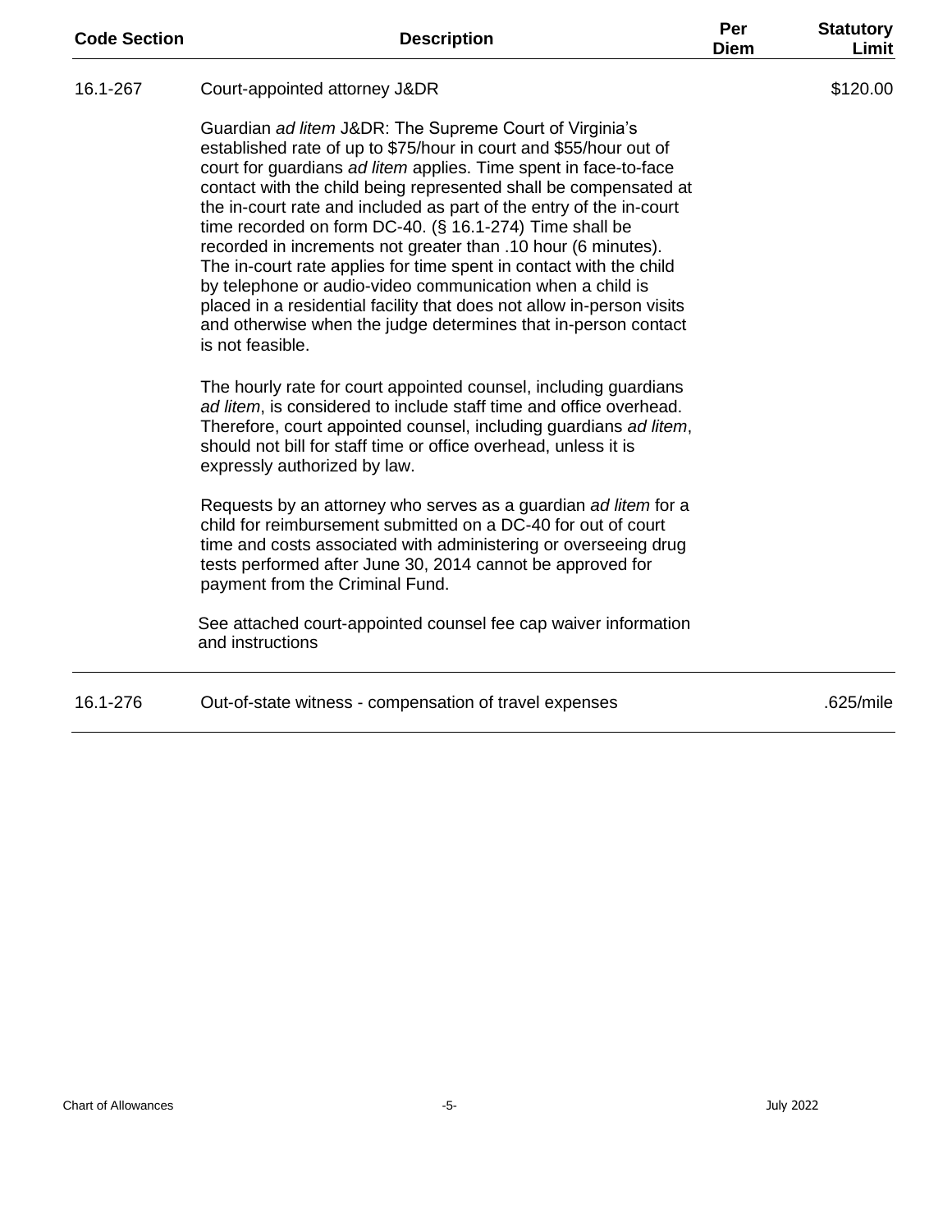| Code Section | Description | Per Diem | Statutory Limit |
|---|---|---|---|
| 16.1-267 | Court-appointed attorney J&DR<br><br>Guardian *ad litem* J&DR: The Supreme Court of Virginia's established rate of up to $75/hour in court and $55/hour out of court for guardians *ad litem* applies. Time spent in face-to-face contact with the child being represented shall be compensated at the in-court rate and included as part of the entry of the in-court time recorded on form DC-40. (§ 16.1-274) Time shall be recorded in increments not greater than .10 hour (6 minutes). The in-court rate applies for time spent in contact with the child by telephone or audio-video communication when a child is placed in a residential facility that does not allow in-person visits and otherwise when the judge determines that in-person contact is not feasible.<br><br>The hourly rate for court appointed counsel, including guardians *ad litem*, is considered to include staff time and office overhead. Therefore, court appointed counsel, including guardians *ad litem*, should not bill for staff time or office overhead, unless it is expressly authorized by law.<br><br>Requests by an attorney who serves as a guardian *ad litem* for a child for reimbursement submitted on a DC-40 for out of court time and costs associated with administering or overseeing drug tests performed after June 30, 2014 cannot be approved for payment from the Criminal Fund.<br><br>See attached court-appointed counsel fee cap waiver information and instructions | | $120.00 |
| 16.1-276 | Out-of-state witness - compensation of travel expenses | | .625/mile |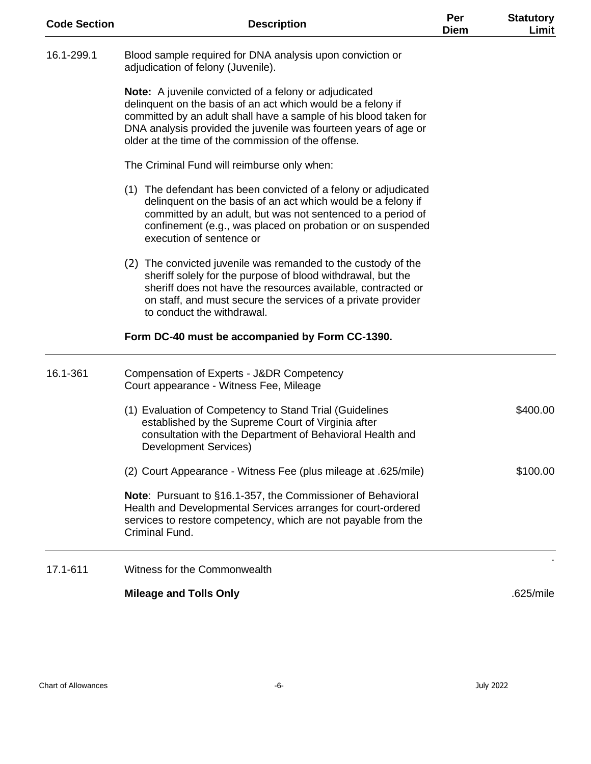| Code Section | Description | Per Diem | Statutory Limit |
|---|---|---|---|
| 16.1-299.1 | Blood sample required for DNA analysis upon conviction or adjudication of felony (Juvenile).<br><br>**Note:** A juvenile convicted of a felony or adjudicated delinquent on the basis of an act which would be a felony if committed by an adult shall have a sample of his blood taken for DNA analysis provided the juvenile was fourteen years of age or older at the time of the commission of the offense.<br><br>The Criminal Fund will reimburse only when:<br><br>(1) The defendant has been convicted of a felony or adjudicated delinquent on the basis of an act which would be a felony if committed by an adult, but was not sentenced to a period of confinement (e.g., was placed on probation or on suspended execution of sentence or<br><br>(2) The convicted juvenile was remanded to the custody of the sheriff solely for the purpose of blood withdrawal, but the sheriff does not have the resources available, contracted or on staff, and must secure the services of a private provider to conduct the withdrawal.<br><br>**Form DC-40 must be accompanied by Form CC-1390.** | | |
| 16.1-361 | Compensation of Experts - J&DR Competency<br>Court appearance - Witness Fee, Mileage | | |
| | (1) Evaluation of Competency to Stand Trial (Guidelines established by the Supreme Court of Virginia after consultation with the Department of Behavioral Health and Development Services) | | $400.00 |
| | (2) Court Appearance - Witness Fee (plus mileage at .625/mile) | | $100.00 |
| | **Note**: Pursuant to §16.1-357, the Commissioner of Behavioral Health and Developmental Services arranges for court-ordered services to restore competency, which are not payable from the Criminal Fund. | | |
| 17.1-611 | Witness for the Commonwealth | | |
| | **Mileage and Tolls Only** | | .625/mile |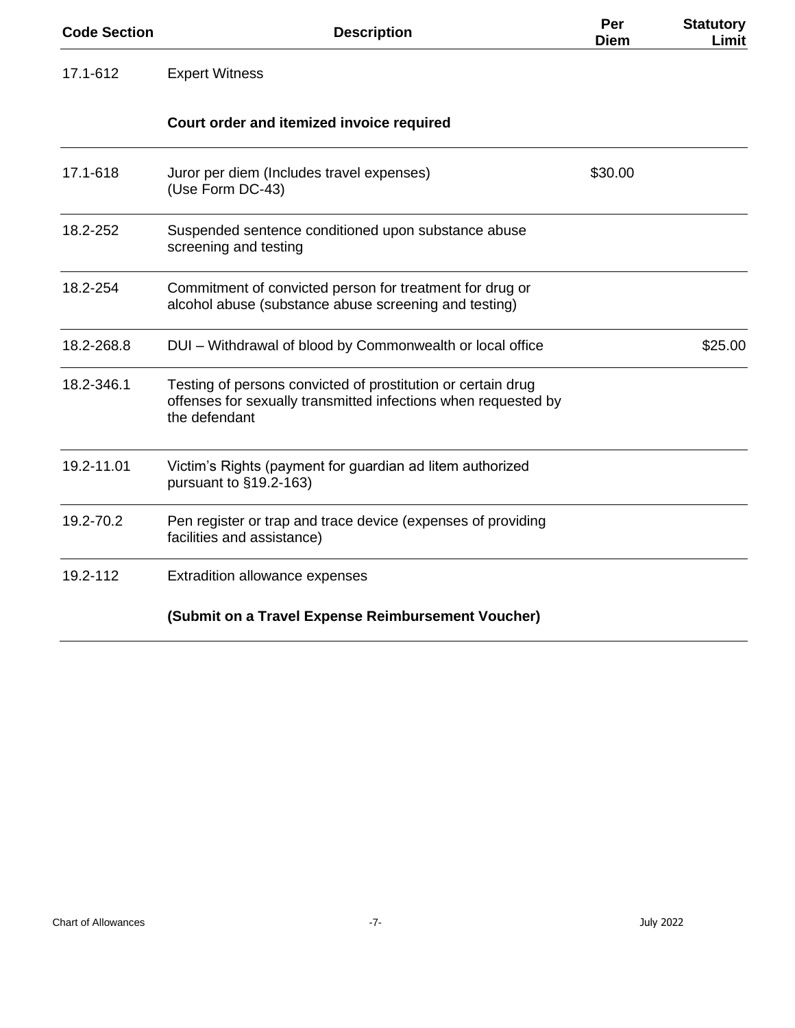| Code Section | Description | Per Diem | Statutory Limit |
|---|---|---|---|
| 17.1-612 | Expert Witness<br><br>**Court order and itemized invoice required** | | |
| 17.1-618 | Juror per diem (Includes travel expenses)<br>(Use Form DC-43) | $30.00 | |
| 18.2-252 | Suspended sentence conditioned upon substance abuse screening and testing | | |
| 18.2-254 | Commitment of convicted person for treatment for drug or alcohol abuse (substance abuse screening and testing) | | |
| 18.2-268.8 | DUI – Withdrawal of blood by Commonwealth or local office | | $25.00 |
| 18.2-346.1 | Testing of persons convicted of prostitution or certain drug offenses for sexually transmitted infections when requested by the defendant | | |
| 19.2-11.01 | Victim's Rights (payment for guardian ad litem authorized pursuant to §19.2-163) | | |
| 19.2-70.2 | Pen register or trap and trace device (expenses of providing facilities and assistance) | | |
| 19.2-112 | Extradition allowance expenses<br><br>**(Submit on a Travel Expense Reimbursement Voucher)** | | |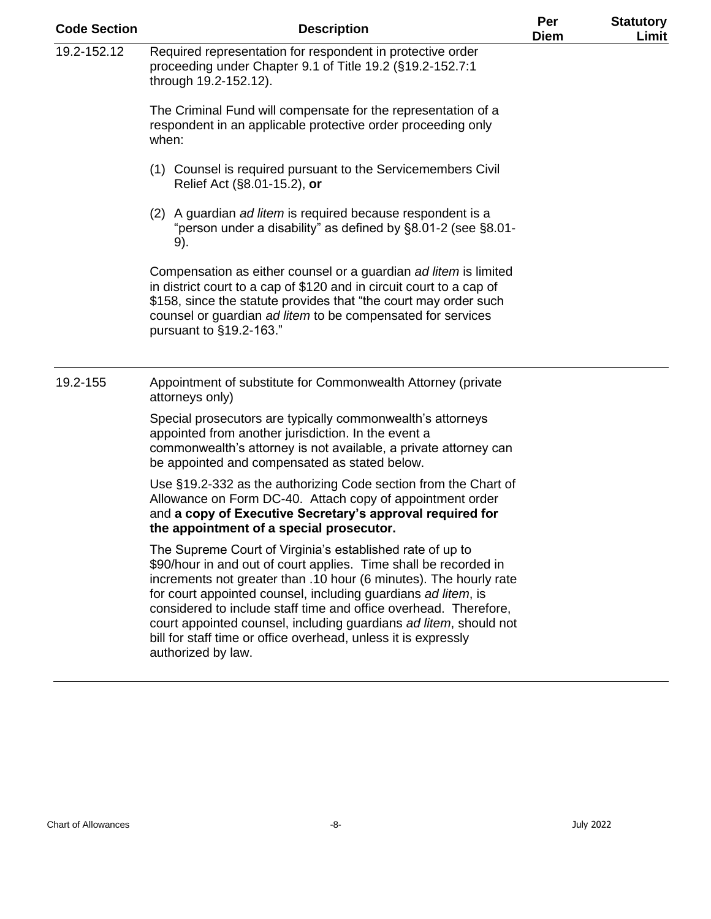| Code Section | Description | Per Diem | Statutory Limit |
|---|---|---|---|
| 19.2-152.12 | Required representation for respondent in protective order proceeding under Chapter 9.1 of Title 19.2 (§19.2-152.7:1 through 19.2-152.12).<br><br>The Criminal Fund will compensate for the representation of a respondent in an applicable protective order proceeding only when:<br><br>(1) Counsel is required pursuant to the Servicemembers Civil Relief Act (§8.01-15.2), **or**<br><br>(2) A guardian *ad litem* is required because respondent is a "person under a disability" as defined by §8.01-2 (see §8.01-9).<br><br>Compensation as either counsel or a guardian *ad litem* is limited in district court to a cap of $120 and in circuit court to a cap of $158, since the statute provides that "the court may order such counsel or guardian *ad litem* to be compensated for services pursuant to §19.2-163." | | |
| 19.2-155 | Appointment of substitute for Commonwealth Attorney (private attorneys only)<br><br>Special prosecutors are typically commonwealth's attorneys appointed from another jurisdiction. In the event a commonwealth's attorney is not available, a private attorney can be appointed and compensated as stated below.<br><br>Use §19.2-332 as the authorizing Code section from the Chart of Allowance on Form DC-40. Attach copy of appointment order and **a copy of Executive Secretary's approval required for the appointment of a special prosecutor.**<br><br>The Supreme Court of Virginia's established rate of up to $90/hour in and out of court applies. Time shall be recorded in increments not greater than .10 hour (6 minutes). The hourly rate for court appointed counsel, including guardians *ad litem*, is considered to include staff time and office overhead. Therefore, court appointed counsel, including guardians *ad litem*, should not bill for staff time or office overhead, unless it is expressly authorized by law. | | |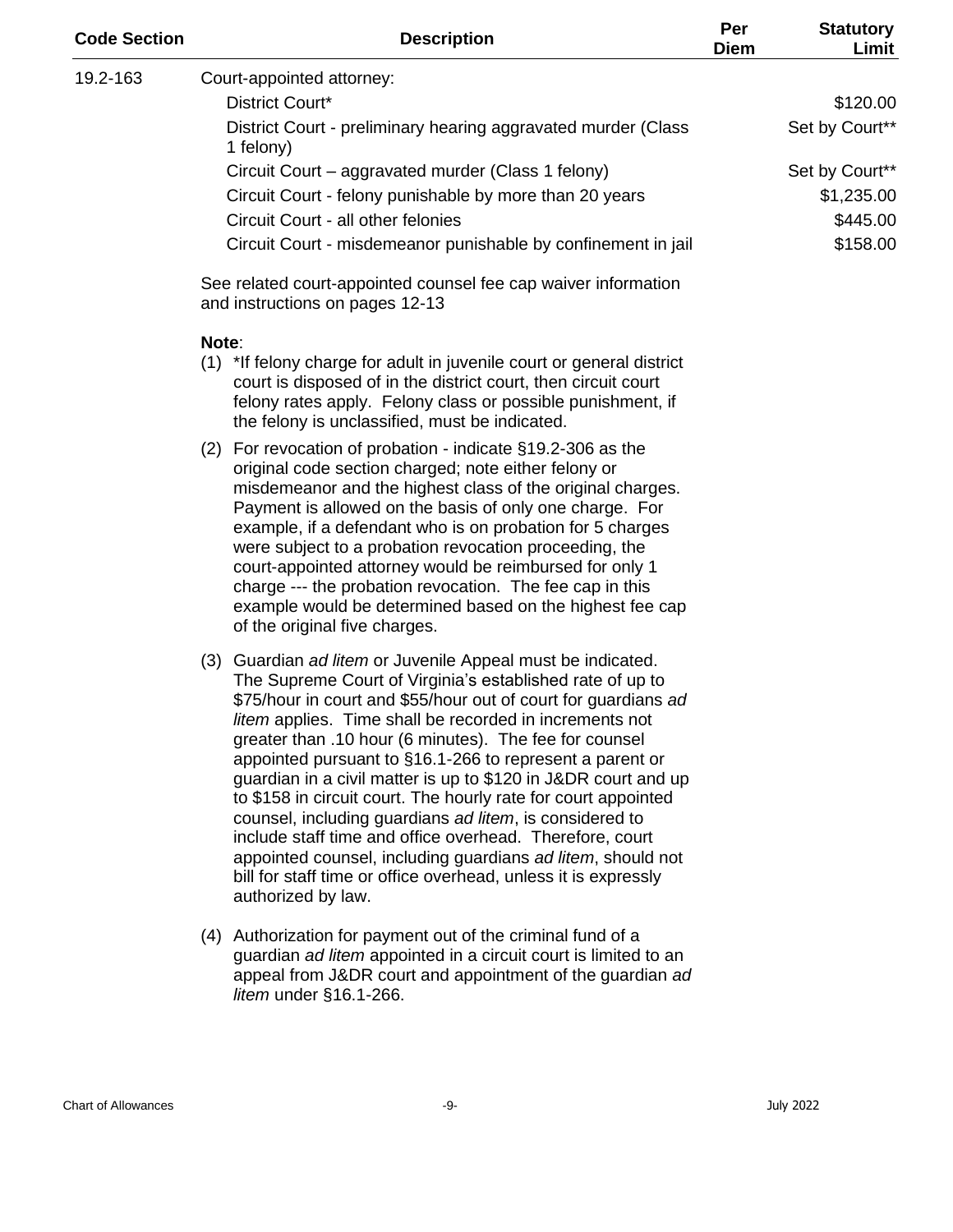| Code Section | Description | Per Diem | Statutory Limit |
|---|---|---|---|
| 19.2-163 | Court-appointed attorney: | | |
| | District Court* | | $120.00 |
| | District Court - preliminary hearing aggravated murder (Class 1 felony) | | Set by Court** |
| | Circuit Court – aggravated murder (Class 1 felony) | | Set by Court** |
| | Circuit Court - felony punishable by more than 20 years | | $1,235.00 |
| | Circuit Court - all other felonies | | $445.00 |
| | Circuit Court - misdemeanor punishable by confinement in jail | | $158.00 |

See related court-appointed counsel fee cap waiver information and instructions on pages 12-13

**Note**:

(1) *If felony charge for adult in juvenile court or general district court is disposed of in the district court, then circuit court felony rates apply. Felony class or possible punishment, if the felony is unclassified, must be indicated.

(2) For revocation of probation - indicate §19.2-306 as the original code section charged; note either felony or misdemeanor and the highest class of the original charges. Payment is allowed on the basis of only one charge. For example, if a defendant who is on probation for 5 charges were subject to a probation revocation proceeding, the court-appointed attorney would be reimbursed for only 1 charge --- the probation revocation. The fee cap in this example would be determined based on the highest fee cap of the original five charges.

(3) Guardian *ad litem* or Juvenile Appeal must be indicated. The Supreme Court of Virginia's established rate of up to $75/hour in court and $55/hour out of court for guardians *ad litem* applies. Time shall be recorded in increments not greater than .10 hour (6 minutes). The fee for counsel appointed pursuant to §16.1-266 to represent a parent or guardian in a civil matter is up to $120 in J&DR court and up to $158 in circuit court. The hourly rate for court appointed counsel, including guardians *ad litem*, is considered to include staff time and office overhead. Therefore, court appointed counsel, including guardians *ad litem*, should not bill for staff time or office overhead, unless it is expressly authorized by law.

(4) Authorization for payment out of the criminal fund of a guardian *ad litem* appointed in a circuit court is limited to an appeal from J&DR court and appointment of the guardian *ad litem* under §16.1-266.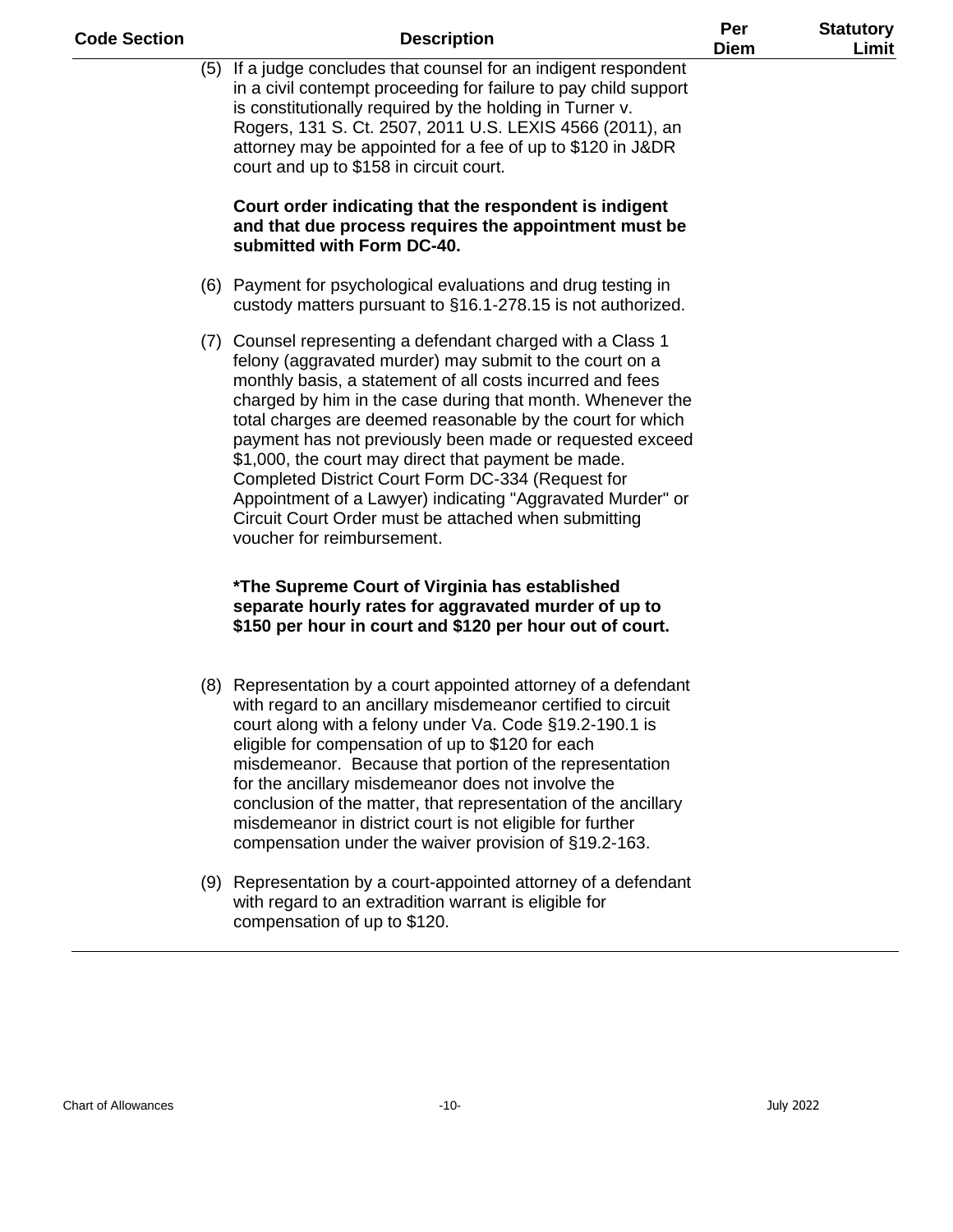| Code Section | Description | Per Diem | Statutory Limit |
|---|---|---|---|
| | (5) If a judge concludes that counsel for an indigent respondent in a civil contempt proceeding for failure to pay child support is constitutionally required by the holding in Turner v. Rogers, 131 S. Ct. 2507, 2011 U.S. LEXIS 4566 (2011), an attorney may be appointed for a fee of up to $120 in J&DR court and up to $158 in circuit court.<br><br>**Court order indicating that the respondent is indigent and that due process requires the appointment must be submitted with Form DC-40.**<br><br>(6) Payment for psychological evaluations and drug testing in custody matters pursuant to §16.1-278.15 is not authorized.<br><br>(7) Counsel representing a defendant charged with a Class 1 felony (aggravated murder) may submit to the court on a monthly basis, a statement of all costs incurred and fees charged by him in the case during that month. Whenever the total charges are deemed reasonable by the court for which payment has not previously been made or requested exceed $1,000, the court may direct that payment be made. Completed District Court Form DC-334 (Request for Appointment of a Lawyer) indicating "Aggravated Murder" or Circuit Court Order must be attached when submitting voucher for reimbursement.<br><br>**\*The Supreme Court of Virginia has established separate hourly rates for aggravated murder of up to $150 per hour in court and $120 per hour out of court.**<br><br>(8) Representation by a court appointed attorney of a defendant with regard to an ancillary misdemeanor certified to circuit court along with a felony under Va. Code §19.2-190.1 is eligible for compensation of up to $120 for each misdemeanor. Because that portion of the representation for the ancillary misdemeanor does not involve the conclusion of the matter, that representation of the ancillary misdemeanor in district court is not eligible for further compensation under the waiver provision of §19.2-163.<br><br>(9) Representation by a court-appointed attorney of a defendant with regard to an extradition warrant is eligible for compensation of up to $120. | | |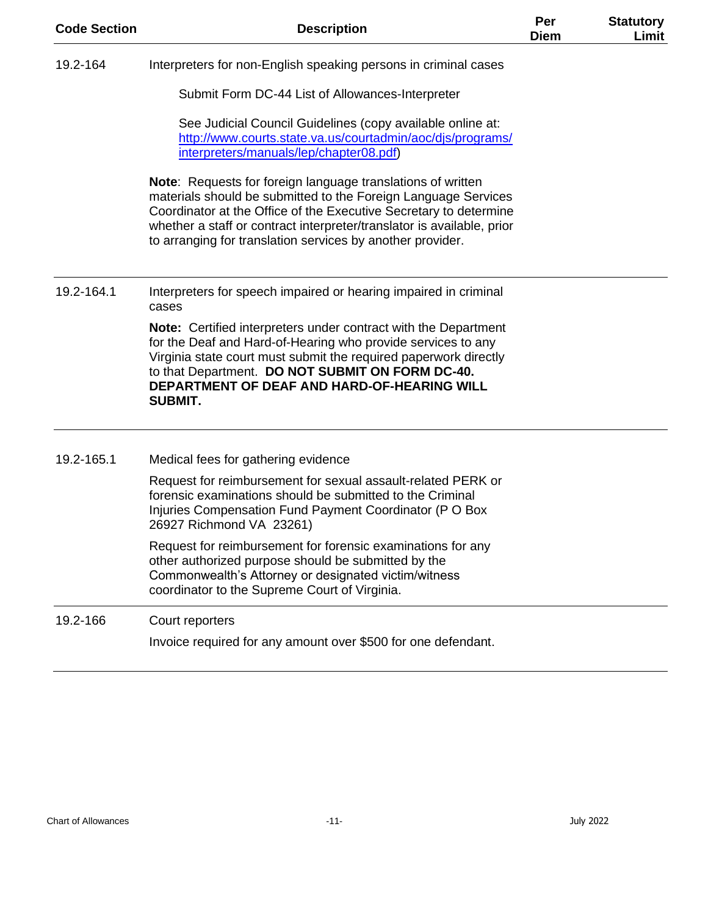| Code Section | Description | Per Diem | Statutory Limit |
|---|---|---|---|
| 19.2-164 | Interpreters for non-English speaking persons in criminal cases<br><br>Submit Form DC-44 List of Allowances-Interpreter<br><br>See Judicial Council Guidelines (copy available online at: http://www.courts.state.va.us/courtadmin/aoc/djs/programs/interpreters/manuals/lep/chapter08.pdf)<br><br>**Note**: Requests for foreign language translations of written materials should be submitted to the Foreign Language Services Coordinator at the Office of the Executive Secretary to determine whether a staff or contract interpreter/translator is available, prior to arranging for translation services by another provider. | | |
| 19.2-164.1 | Interpreters for speech impaired or hearing impaired in criminal cases<br><br>**Note:** Certified interpreters under contract with the Department for the Deaf and Hard-of-Hearing who provide services to any Virginia state court must submit the required paperwork directly to that Department. **DO NOT SUBMIT ON FORM DC-40. DEPARTMENT OF DEAF AND HARD-OF-HEARING WILL SUBMIT.** | | |
| 19.2-165.1 | Medical fees for gathering evidence<br><br>Request for reimbursement for sexual assault-related PERK or forensic examinations should be submitted to the Criminal Injuries Compensation Fund Payment Coordinator (P O Box 26927 Richmond VA 23261)<br><br>Request for reimbursement for forensic examinations for any other authorized purpose should be submitted by the Commonwealth's Attorney or designated victim/witness coordinator to the Supreme Court of Virginia. | | |
| 19.2-166 | Court reporters<br><br>Invoice required for any amount over $500 for one defendant. | | |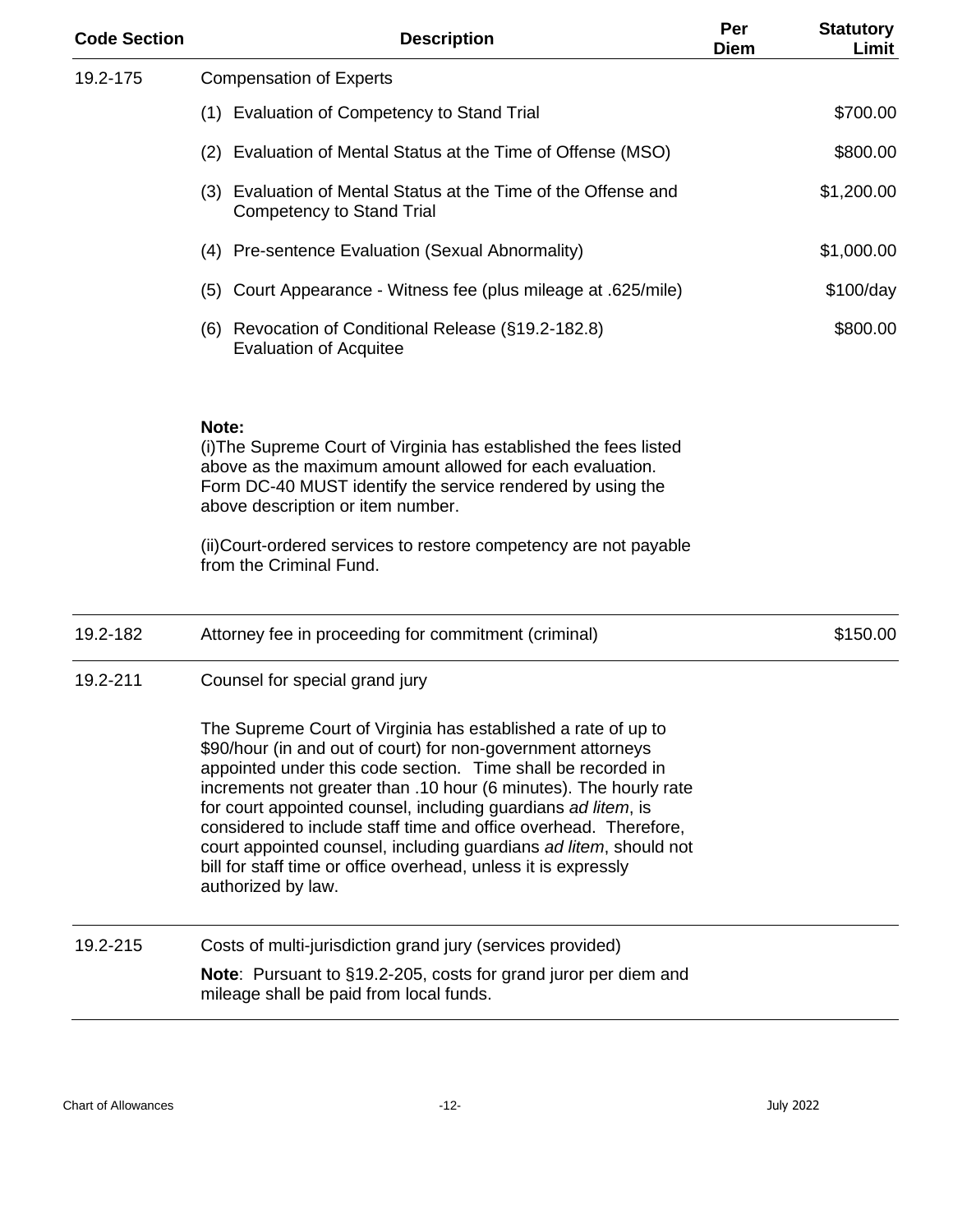| Code Section | Description | Per Diem | Statutory Limit |
|---|---|---|---|
| 19.2-175 | Compensation of Experts | | |
| | (1) Evaluation of Competency to Stand Trial | | $700.00 |
| | (2) Evaluation of Mental Status at the Time of Offense (MSO) | | $800.00 |
| | (3) Evaluation of Mental Status at the Time of the Offense and Competency to Stand Trial | | $1,200.00 |
| | (4) Pre-sentence Evaluation (Sexual Abnormality) | | $1,000.00 |
| | (5) Court Appearance - Witness fee (plus mileage at .625/mile) | | $100/day |
| | (6) Revocation of Conditional Release (§19.2-182.8) Evaluation of Acquitee | | $800.00 |
| | **Note:** (i)The Supreme Court of Virginia has established the fees listed above as the maximum amount allowed for each evaluation. Form DC-40 MUST identify the service rendered by using the above description or item number. (ii)Court-ordered services to restore competency are not payable from the Criminal Fund. | | |
| 19.2-182 | Attorney fee in proceeding for commitment (criminal) | | $150.00 |
| 19.2-211 | Counsel for special grand jury. The Supreme Court of Virginia has established a rate of up to $90/hour (in and out of court) for non-government attorneys appointed under this code section. Time shall be recorded in increments not greater than .10 hour (6 minutes). The hourly rate for court appointed counsel, including guardians *ad litem*, is considered to include staff time and office overhead. Therefore, court appointed counsel, including guardians *ad litem*, should not bill for staff time or office overhead, unless it is expressly authorized by law. | | |
| 19.2-215 | Costs of multi-jurisdiction grand jury (services provided). **Note**: Pursuant to §19.2-205, costs for grand juror per diem and mileage shall be paid from local funds. | | |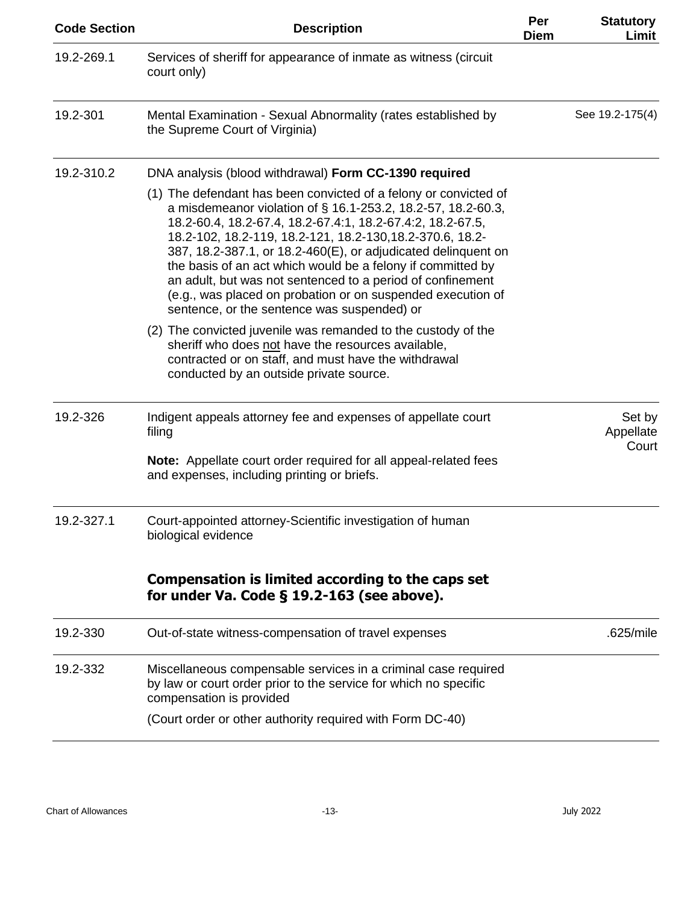| Code Section | Description | Per Diem | Statutory Limit |
|---|---|---|---|
| 19.2-269.1 | Services of sheriff for appearance of inmate as witness (circuit court only) | | |
| 19.2-301 | Mental Examination - Sexual Abnormality (rates established by the Supreme Court of Virginia) | | See 19.2-175(4) |
| 19.2-310.2 | DNA analysis (blood withdrawal) **Form CC-1390 required**<br><br>(1) The defendant has been convicted of a felony or convicted of a misdemeanor violation of § 16.1-253.2, 18.2-57, 18.2-60.3, 18.2-60.4, 18.2-67.4, 18.2-67.4:1, 18.2-67.4:2, 18.2-67.5, 18.2-102, 18.2-119, 18.2-121, 18.2-130,18.2-370.6, 18.2-387, 18.2-387.1, or 18.2-460(E), or adjudicated delinquent on the basis of an act which would be a felony if committed by an adult, but was not sentenced to a period of confinement (e.g., was placed on probation or on suspended execution of sentence, or the sentence was suspended) or<br><br>(2) The convicted juvenile was remanded to the custody of the sheriff who does <u>not</u> have the resources available, contracted or on staff, and must have the withdrawal conducted by an outside private source. | | |
| 19.2-326 | Indigent appeals attorney fee and expenses of appellate court filing<br><br>**Note:** Appellate court order required for all appeal-related fees and expenses, including printing or briefs. | | Set by Appellate Court |
| 19.2-327.1 | Court-appointed attorney-Scientific investigation of human biological evidence<br><br>**Compensation is limited according to the caps set for under Va. Code § 19.2-163 (see above).** | | |
| 19.2-330 | Out-of-state witness-compensation of travel expenses | | .625/mile |
| 19.2-332 | Miscellaneous compensable services in a criminal case required by law or court order prior to the service for which no specific compensation is provided<br><br>(Court order or other authority required with Form DC-40) | | |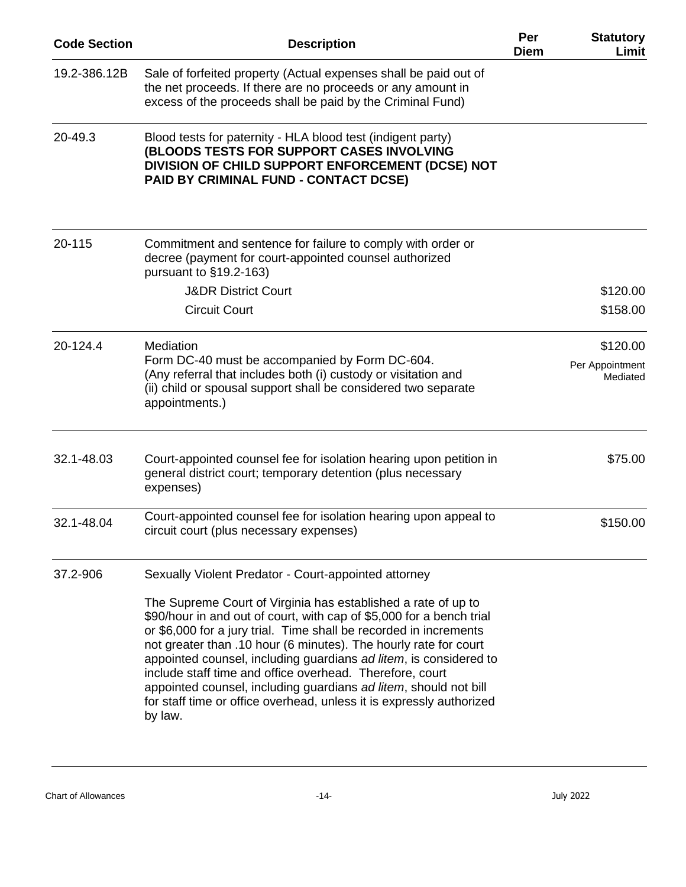| Code Section | Description | Per Diem | Statutory Limit |
| --- | --- | --- | --- |
| 19.2-386.12B | Sale of forfeited property (Actual expenses shall be paid out of the net proceeds. If there are no proceeds or any amount in excess of the proceeds shall be paid by the Criminal Fund) | | |
| 20-49.3 | Blood tests for paternity - HLA blood test (indigent party) **(BLOODS TESTS FOR SUPPORT CASES INVOLVING DIVISION OF CHILD SUPPORT ENFORCEMENT (DCSE) NOT PAID BY CRIMINAL FUND - CONTACT DCSE)** | | |
| 20-115 | Commitment and sentence for failure to comply with order or decree (payment for court-appointed counsel authorized pursuant to §19.2-163) | | |
| | J&DR District Court | | $120.00 |
| | Circuit Court | | $158.00 |
| 20-124.4 | Mediation<br>Form DC-40 must be accompanied by Form DC-604.<br>(Any referral that includes both (i) custody or visitation and (ii) child or spousal support shall be considered two separate appointments.) | | $120.00<br>Per Appointment Mediated |
| 32.1-48.03 | Court-appointed counsel fee for isolation hearing upon petition in general district court; temporary detention (plus necessary expenses) | | $75.00 |
| 32.1-48.04 | Court-appointed counsel fee for isolation hearing upon appeal to circuit court (plus necessary expenses) | | $150.00 |
| 37.2-906 | Sexually Violent Predator - Court-appointed attorney<br><br>The Supreme Court of Virginia has established a rate of up to $90/hour in and out of court, with cap of $5,000 for a bench trial or $6,000 for a jury trial. Time shall be recorded in increments not greater than .10 hour (6 minutes). The hourly rate for court appointed counsel, including guardians *ad litem*, is considered to include staff time and office overhead. Therefore, court appointed counsel, including guardians *ad litem*, should not bill for staff time or office overhead, unless it is expressly authorized by law. | | |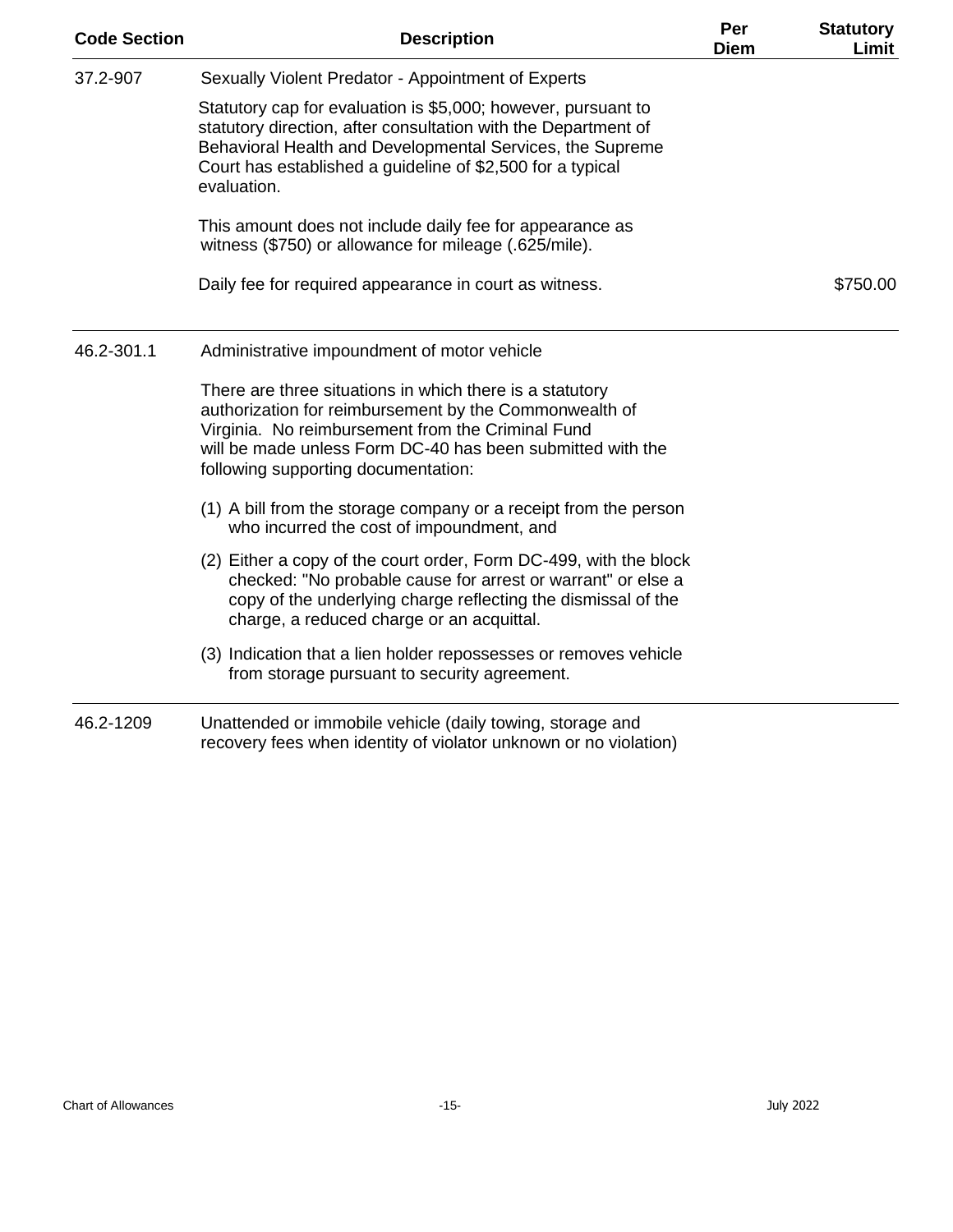| Code Section | Description | Per Diem | Statutory Limit |
|---|---|---|---|
| 37.2-907 | Sexually Violent Predator - Appointment of Experts | | |
| | Statutory cap for evaluation is $5,000; however, pursuant to statutory direction, after consultation with the Department of Behavioral Health and Developmental Services, the Supreme Court has established a guideline of $2,500 for a typical evaluation. | | |
| | This amount does not include daily fee for appearance as witness ($750) or allowance for mileage (.625/mile). | | |
| | Daily fee for required appearance in court as witness. | | $750.00 |
| 46.2-301.1 | Administrative impoundment of motor vehicle | | |
| | There are three situations in which there is a statutory authorization for reimbursement by the Commonwealth of Virginia. No reimbursement from the Criminal Fund will be made unless Form DC-40 has been submitted with the following supporting documentation: | | |
| | (1) A bill from the storage company or a receipt from the person who incurred the cost of impoundment, and | | |
| | (2) Either a copy of the court order, Form DC-499, with the block checked: "No probable cause for arrest or warrant" or else a copy of the underlying charge reflecting the dismissal of the charge, a reduced charge or an acquittal. | | |
| | (3) Indication that a lien holder repossesses or removes vehicle from storage pursuant to security agreement. | | |
| 46.2-1209 | Unattended or immobile vehicle (daily towing, storage and recovery fees when identity of violator unknown or no violation) | | |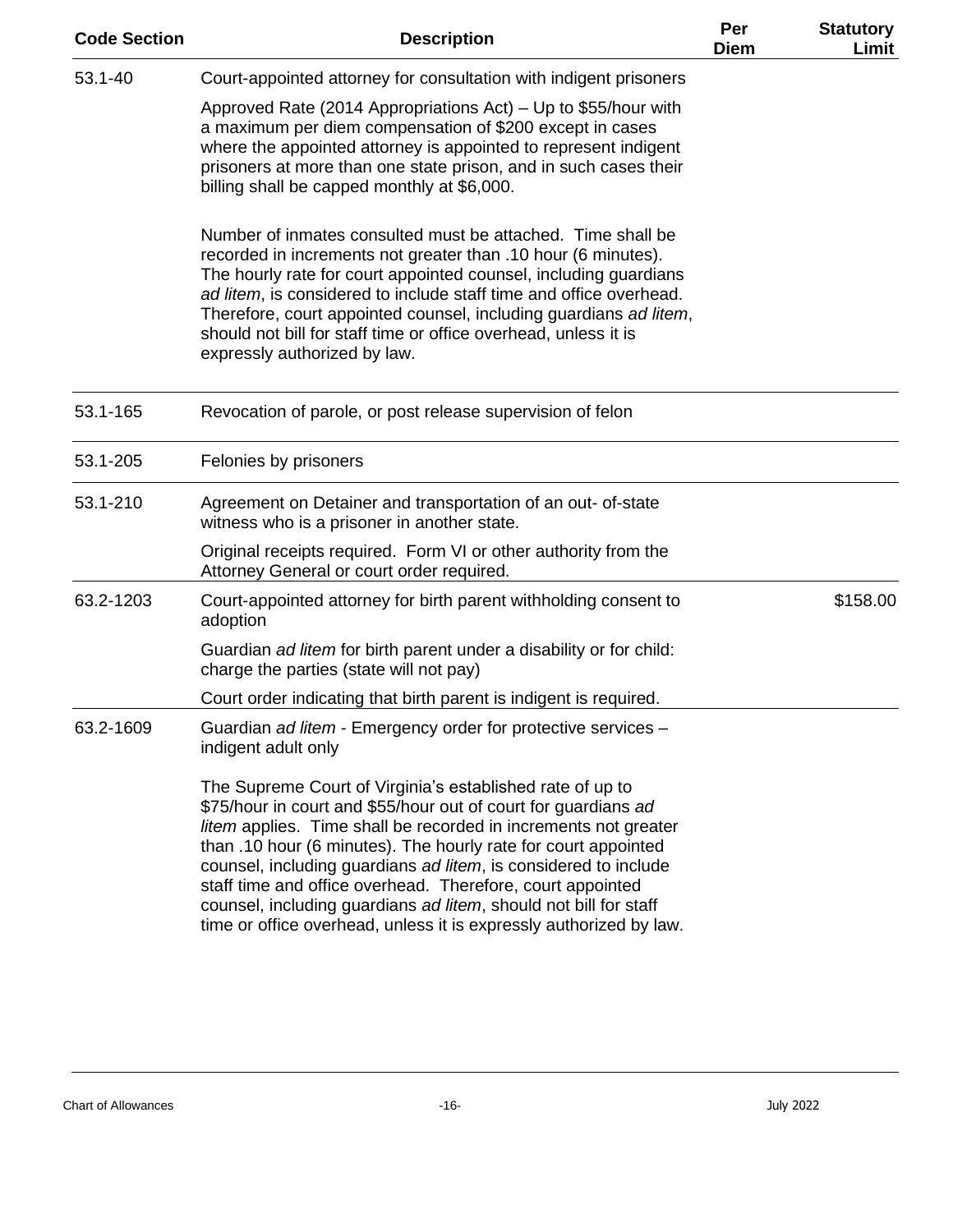| Code Section | Description | Per Diem | Statutory Limit |
|---|---|---|---|
| 53.1-40 | Court-appointed attorney for consultation with indigent prisoners<br><br>Approved Rate (2014 Appropriations Act) – Up to $55/hour with a maximum per diem compensation of $200 except in cases where the appointed attorney is appointed to represent indigent prisoners at more than one state prison, and in such cases their billing shall be capped monthly at $6,000.<br><br>Number of inmates consulted must be attached. Time shall be recorded in increments not greater than .10 hour (6 minutes). The hourly rate for court appointed counsel, including guardians *ad litem*, is considered to include staff time and office overhead. Therefore, court appointed counsel, including guardians *ad litem*, should not bill for staff time or office overhead, unless it is expressly authorized by law. | | |
| 53.1-165 | Revocation of parole, or post release supervision of felon | | |
| 53.1-205 | Felonies by prisoners | | |
| 53.1-210 | Agreement on Detainer and transportation of an out- of-state witness who is a prisoner in another state.<br><br>Original receipts required. Form VI or other authority from the Attorney General or court order required. | | |
| 63.2-1203 | Court-appointed attorney for birth parent withholding consent to adoption<br><br>Guardian *ad litem* for birth parent under a disability or for child: charge the parties (state will not pay)<br><br>Court order indicating that birth parent is indigent is required. | | $158.00 |
| 63.2-1609 | Guardian *ad litem* - Emergency order for protective services – indigent adult only<br><br>The Supreme Court of Virginia's established rate of up to $75/hour in court and $55/hour out of court for guardians *ad litem* applies. Time shall be recorded in increments not greater than .10 hour (6 minutes). The hourly rate for court appointed counsel, including guardians *ad litem*, is considered to include staff time and office overhead. Therefore, court appointed counsel, including guardians *ad litem*, should not bill for staff time or office overhead, unless it is expressly authorized by law. | | |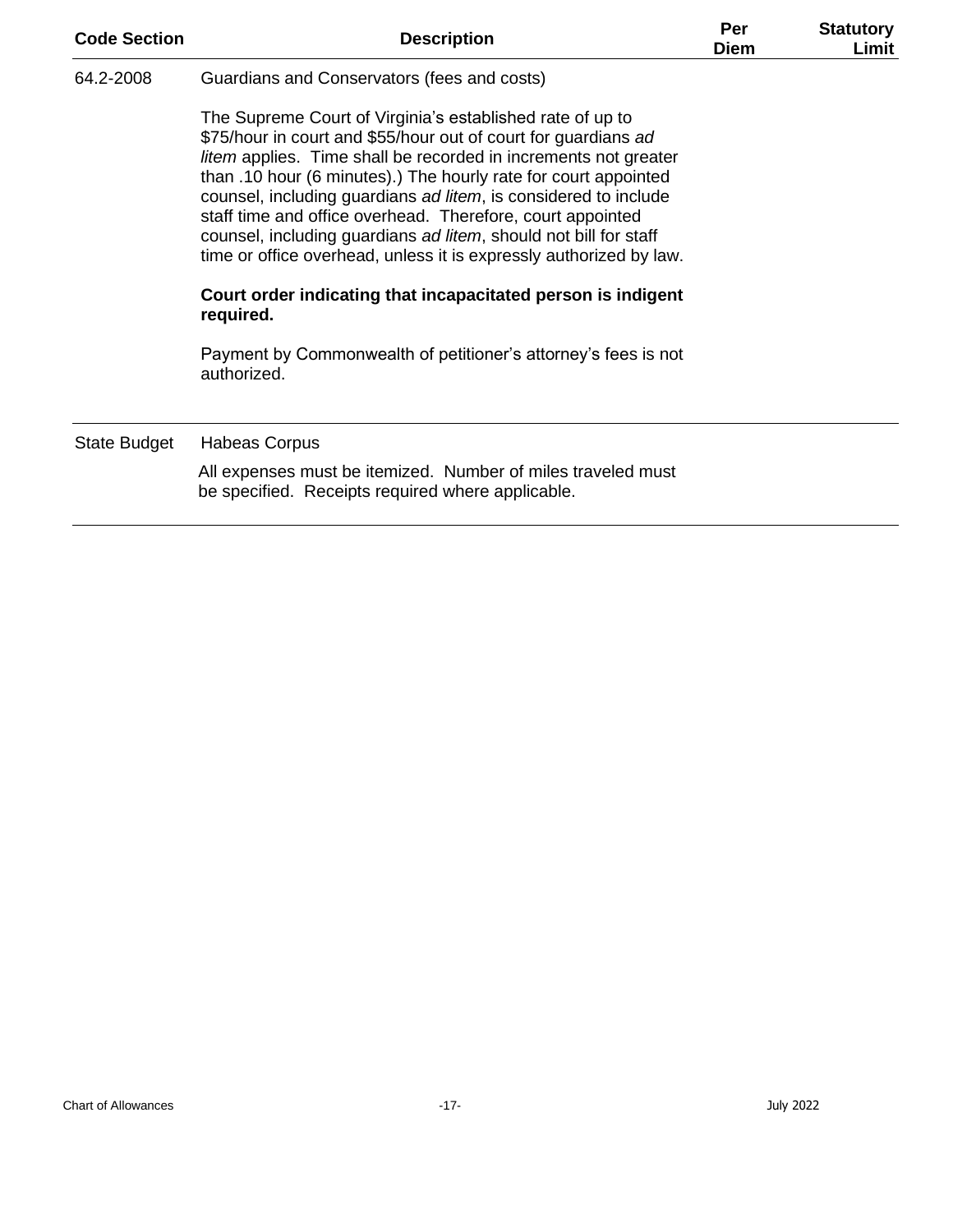| Code Section | Description | Per Diem | Statutory Limit |
|---|---|---|---|
| 64.2-2008 | Guardians and Conservators (fees and costs)<br><br>The Supreme Court of Virginia's established rate of up to $75/hour in court and $55/hour out of court for guardians *ad litem* applies. Time shall be recorded in increments not greater than .10 hour (6 minutes).) The hourly rate for court appointed counsel, including guardians *ad litem*, is considered to include staff time and office overhead. Therefore, court appointed counsel, including guardians *ad litem*, should not bill for staff time or office overhead, unless it is expressly authorized by law.<br><br>**Court order indicating that incapacitated person is indigent required.**<br><br>Payment by Commonwealth of petitioner's attorney's fees is not authorized. | | |
| State Budget | Habeas Corpus<br><br>All expenses must be itemized. Number of miles traveled must be specified. Receipts required where applicable. | | |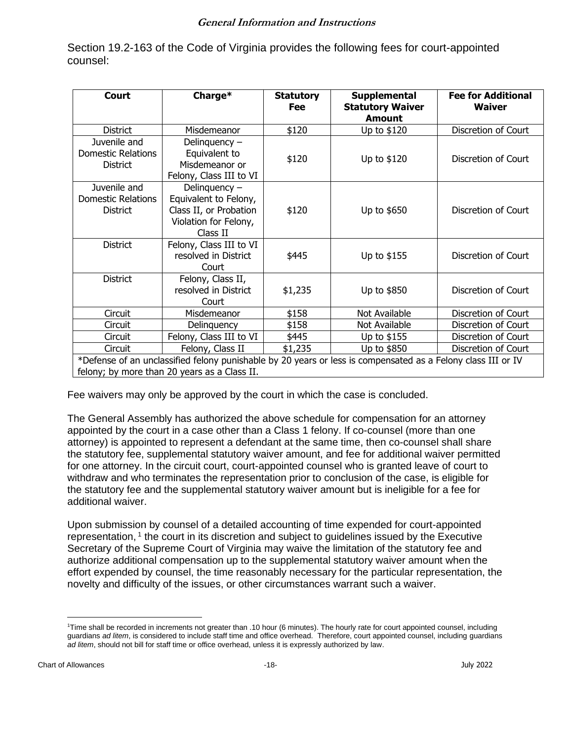### *General Information and Instructions*

Section 19.2-163 of the Code of Virginia provides the following fees for court-appointed counsel:

| Court | Charge* | Statutory Fee | Supplemental Statutory Waiver Amount | Fee for Additional Waiver |
|---|---|---|---|---|
| District | Misdemeanor | $120 | Up to $120 | Discretion of Court |
| Juvenile and Domestic Relations District | Delinquency – Equivalent to Misdemeanor or Felony, Class III to VI | $120 | Up to $120 | Discretion of Court |
| Juvenile and Domestic Relations District | Delinquency – Equivalent to Felony, Class II, or Probation Violation for Felony, Class II | $120 | Up to $650 | Discretion of Court |
| District | Felony, Class III to VI resolved in District Court | $445 | Up to $155 | Discretion of Court |
| District | Felony, Class II, resolved in District Court | $1,235 | Up to $850 | Discretion of Court |
| Circuit | Misdemeanor | $158 | Not Available | Discretion of Court |
| Circuit | Delinquency | $158 | Not Available | Discretion of Court |
| Circuit | Felony, Class III to VI | $445 | Up to $155 | Discretion of Court |
| Circuit | Felony, Class II | $1,235 | Up to $850 | Discretion of Court |

*Defense of an unclassified felony punishable by 20 years or less is compensated as a Felony class III or IV felony; by more than 20 years as a Class II.

Fee waivers may only be approved by the court in which the case is concluded.

The General Assembly has authorized the above schedule for compensation for an attorney appointed by the court in a case other than a Class 1 felony. If co-counsel (more than one attorney) is appointed to represent a defendant at the same time, then co-counsel shall share the statutory fee, supplemental statutory waiver amount, and fee for additional waiver permitted for one attorney. In the circuit court, court-appointed counsel who is granted leave of court to withdraw and who terminates the representation prior to conclusion of the case, is eligible for the statutory fee and the supplemental statutory waiver amount but is ineligible for a fee for additional waiver.

Upon submission by counsel of a detailed accounting of time expended for court-appointed representation, [1] the court in its discretion and subject to guidelines issued by the Executive Secretary of the Supreme Court of Virginia may waive the limitation of the statutory fee and authorize additional compensation up to the supplemental statutory waiver amount when the effort expended by counsel, the time reasonably necessary for the particular representation, the novelty and difficulty of the issues, or other circumstances warrant such a waiver.

[1] Time shall be recorded in increments not greater than .10 hour (6 minutes). The hourly rate for court appointed counsel, including guardians *ad litem*, is considered to include staff time and office overhead. Therefore, court appointed counsel, including guardians *ad litem*, should not bill for staff time or office overhead, unless it is expressly authorized by law.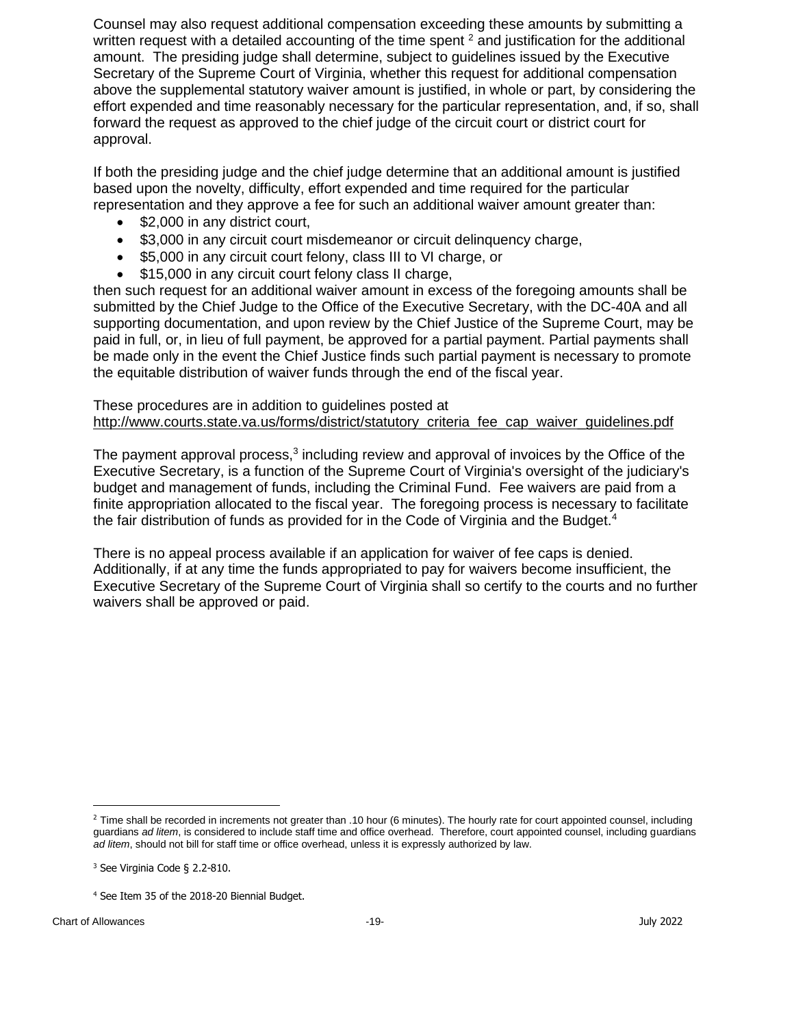Counsel may also request additional compensation exceeding these amounts by submitting a written request with a detailed accounting of the time spent [2] and justification for the additional amount. The presiding judge shall determine, subject to guidelines issued by the Executive Secretary of the Supreme Court of Virginia, whether this request for additional compensation above the supplemental statutory waiver amount is justified, in whole or part, by considering the effort expended and time reasonably necessary for the particular representation, and, if so, shall forward the request as approved to the chief judge of the circuit court or district court for approval.

If both the presiding judge and the chief judge determine that an additional amount is justified based upon the novelty, difficulty, effort expended and time required for the particular representation and they approve a fee for such an additional waiver amount greater than:

- $2,000 in any district court,
- $3,000 in any circuit court misdemeanor or circuit delinquency charge,
- $5,000 in any circuit court felony, class III to VI charge, or
- $15,000 in any circuit court felony class II charge,

then such request for an additional waiver amount in excess of the foregoing amounts shall be submitted by the Chief Judge to the Office of the Executive Secretary, with the DC-40A and all supporting documentation, and upon review by the Chief Justice of the Supreme Court, may be paid in full, or, in lieu of full payment, be approved for a partial payment. Partial payments shall be made only in the event the Chief Justice finds such partial payment is necessary to promote the equitable distribution of waiver funds through the end of the fiscal year.

These procedures are in addition to guidelines posted at
http://www.courts.state.va.us/forms/district/statutory_criteria_fee_cap_waiver_guidelines.pdf

The payment approval process,[3] including review and approval of invoices by the Office of the Executive Secretary, is a function of the Supreme Court of Virginia's oversight of the judiciary's budget and management of funds, including the Criminal Fund. Fee waivers are paid from a finite appropriation allocated to the fiscal year. The foregoing process is necessary to facilitate the fair distribution of funds as provided for in the Code of Virginia and the Budget.[4]

There is no appeal process available if an application for waiver of fee caps is denied. Additionally, if at any time the funds appropriated to pay for waivers become insufficient, the Executive Secretary of the Supreme Court of Virginia shall so certify to the courts and no further waivers shall be approved or paid.

---

[2] Time shall be recorded in increments not greater than .10 hour (6 minutes). The hourly rate for court appointed counsel, including guardians *ad litem*, is considered to include staff time and office overhead. Therefore, court appointed counsel, including guardians *ad litem*, should not bill for staff time or office overhead, unless it is expressly authorized by law.

[3] See Virginia Code § 2.2-810.

[4] See Item 35 of the 2018-20 Biennial Budget.